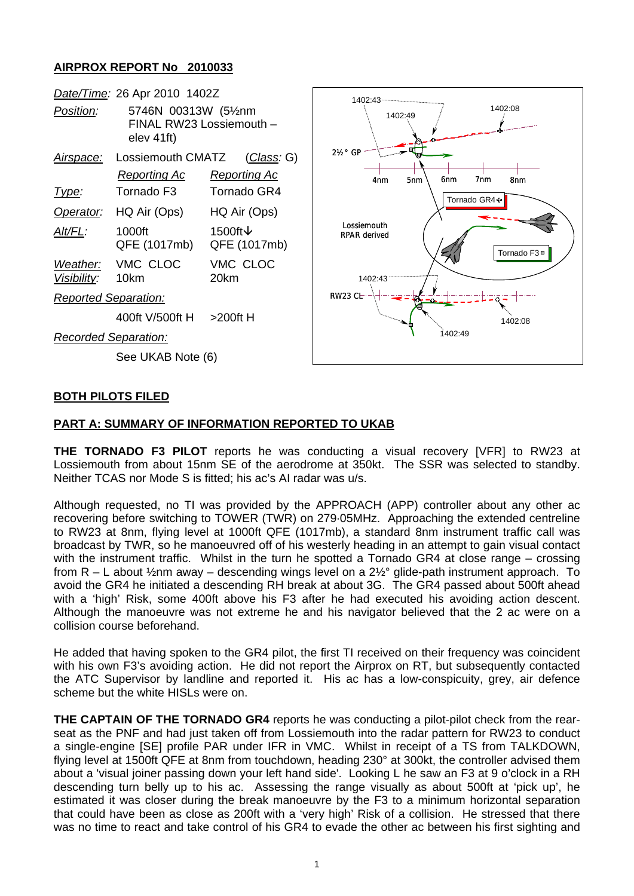## AIRPROX REPORT No 2010033

| | | |
|---|---|---|
| *Date/Time:* | 26 Apr 2010 1402Z | |
| *Position:* | 5746N 00313W (5½nm FINAL RW23 Lossiemouth – elev 41ft) | |
| *Airspace:* | Lossiemouth CMATZ | (*Class:* G) |
| | *Reporting Ac* | *Reporting Ac* |
| *Type:* | Tornado F3 | Tornado GR4 |
| *Operator:* | HQ Air (Ops) | HQ Air (Ops) |
| *Alt/FL:* | 1000ft QFE (1017mb) | 1500ft↓ QFE (1017mb) |
| *Weather:* | VMC CLOC | VMC CLOC |
| *Visibility:* | 10km | 20km |
| *Reported Separation:* | | |
| | 400ft V/500ft H | >200ft H |
| *Recorded Separation:* | | |
| | See UKAB Note (6) | |

## BOTH PILOTS FILED

## PART A: SUMMARY OF INFORMATION REPORTED TO UKAB

**THE TORNADO F3 PILOT** reports he was conducting a visual recovery [VFR] to RW23 at Lossiemouth from about 15nm SE of the aerodrome at 350kt. The SSR was selected to standby. Neither TCAS nor Mode S is fitted; his ac's AI radar was u/s.

Although requested, no TI was provided by the APPROACH (APP) controller about any other ac recovering before switching to TOWER (TWR) on 279·05MHz. Approaching the extended centreline to RW23 at 8nm, flying level at 1000ft QFE (1017mb), a standard 8nm instrument traffic call was broadcast by TWR, so he manoeuvred off of his westerly heading in an attempt to gain visual contact with the instrument traffic. Whilst in the turn he spotted a Tornado GR4 at close range – crossing from R – L about ½nm away – descending wings level on a 2½° glide-path instrument approach. To avoid the GR4 he initiated a descending RH break at about 3G. The GR4 passed about 500ft ahead with a 'high' Risk, some 400ft above his F3 after he had executed his avoiding action descent. Although the manoeuvre was not extreme he and his navigator believed that the 2 ac were on a collision course beforehand.

He added that having spoken to the GR4 pilot, the first TI received on their frequency was coincident with his own F3's avoiding action. He did not report the Airprox on RT, but subsequently contacted the ATC Supervisor by landline and reported it. His ac has a low-conspicuity, grey, air defence scheme but the white HISLs were on.

**THE CAPTAIN OF THE TORNADO GR4** reports he was conducting a pilot-pilot check from the rear-seat as the PNF and had just taken off from Lossiemouth into the radar pattern for RW23 to conduct a single-engine [SE] profile PAR under IFR in VMC. Whilst in receipt of a TS from TALKDOWN, flying level at 1500ft QFE at 8nm from touchdown, heading 230° at 300kt, the controller advised them about a 'visual joiner passing down your left hand side'. Looking L he saw an F3 at 9 o'clock in a RH descending turn belly up to his ac. Assessing the range visually as about 500ft at 'pick up', he estimated it was closer during the break manoeuvre by the F3 to a minimum horizontal separation that could have been as close as 200ft with a 'very high' Risk of a collision. He stressed that there was no time to react and take control of his GR4 to evade the other ac between his first sighting and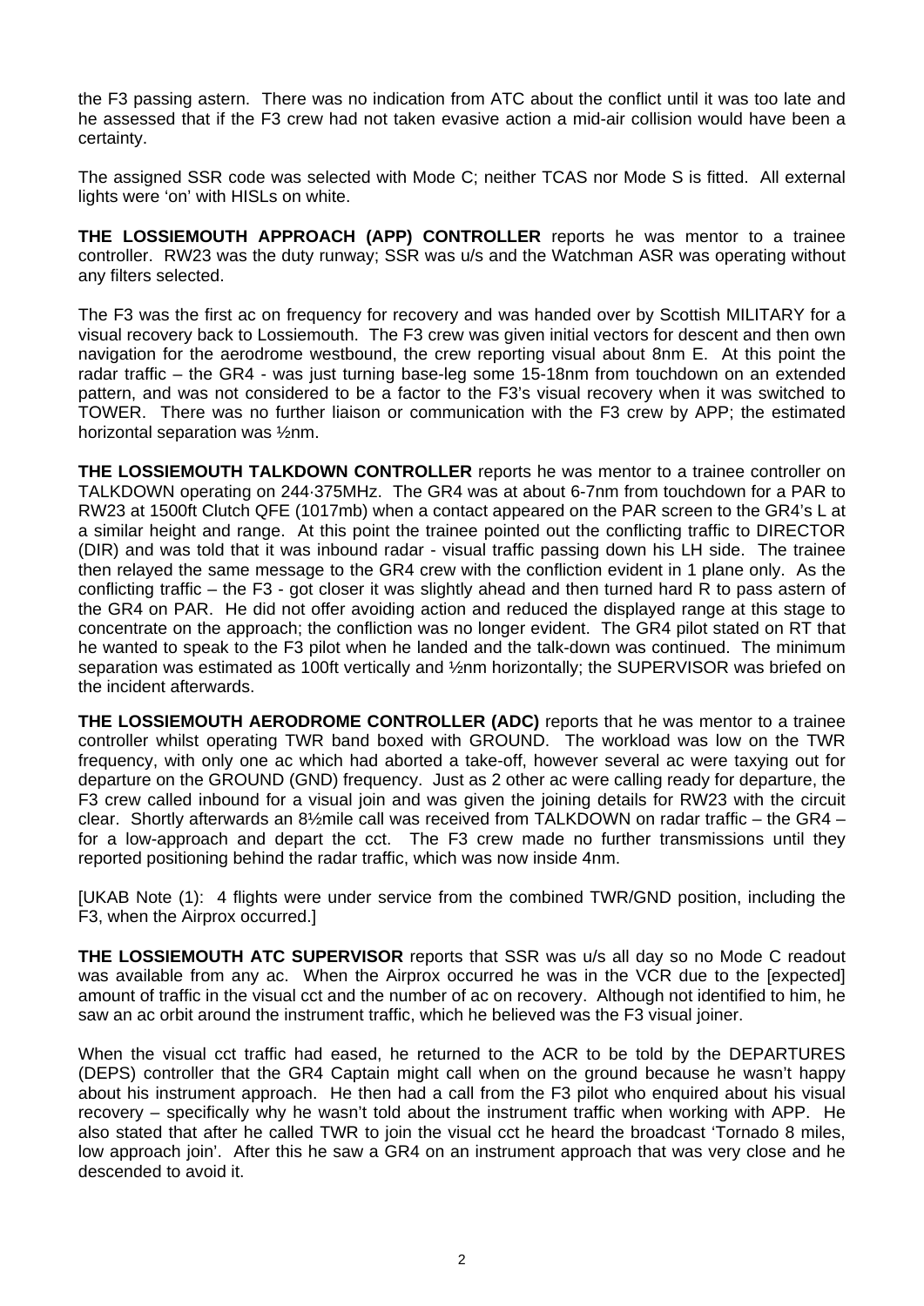the F3 passing astern. There was no indication from ATC about the conflict until it was too late and he assessed that if the F3 crew had not taken evasive action a mid-air collision would have been a certainty.

The assigned SSR code was selected with Mode C; neither TCAS nor Mode S is fitted. All external lights were 'on' with HISLs on white.

**THE LOSSIEMOUTH APPROACH (APP) CONTROLLER** reports he was mentor to a trainee controller. RW23 was the duty runway; SSR was u/s and the Watchman ASR was operating without any filters selected.

The F3 was the first ac on frequency for recovery and was handed over by Scottish MILITARY for a visual recovery back to Lossiemouth. The F3 crew was given initial vectors for descent and then own navigation for the aerodrome westbound, the crew reporting visual about 8nm E. At this point the radar traffic – the GR4 - was just turning base-leg some 15-18nm from touchdown on an extended pattern, and was not considered to be a factor to the F3's visual recovery when it was switched to TOWER. There was no further liaison or communication with the F3 crew by APP; the estimated horizontal separation was ½nm.

**THE LOSSIEMOUTH TALKDOWN CONTROLLER** reports he was mentor to a trainee controller on TALKDOWN operating on 244·375MHz. The GR4 was at about 6-7nm from touchdown for a PAR to RW23 at 1500ft Clutch QFE (1017mb) when a contact appeared on the PAR screen to the GR4's L at a similar height and range. At this point the trainee pointed out the conflicting traffic to DIRECTOR (DIR) and was told that it was inbound radar - visual traffic passing down his LH side. The trainee then relayed the same message to the GR4 crew with the confliction evident in 1 plane only. As the conflicting traffic – the F3 - got closer it was slightly ahead and then turned hard R to pass astern of the GR4 on PAR. He did not offer avoiding action and reduced the displayed range at this stage to concentrate on the approach; the confliction was no longer evident. The GR4 pilot stated on RT that he wanted to speak to the F3 pilot when he landed and the talk-down was continued. The minimum separation was estimated as 100ft vertically and ½nm horizontally; the SUPERVISOR was briefed on the incident afterwards.

**THE LOSSIEMOUTH AERODROME CONTROLLER (ADC)** reports that he was mentor to a trainee controller whilst operating TWR band boxed with GROUND. The workload was low on the TWR frequency, with only one ac which had aborted a take-off, however several ac were taxying out for departure on the GROUND (GND) frequency. Just as 2 other ac were calling ready for departure, the F3 crew called inbound for a visual join and was given the joining details for RW23 with the circuit clear. Shortly afterwards an 8½mile call was received from TALKDOWN on radar traffic – the GR4 – for a low-approach and depart the cct. The F3 crew made no further transmissions until they reported positioning behind the radar traffic, which was now inside 4nm.

[UKAB Note (1): 4 flights were under service from the combined TWR/GND position, including the F3, when the Airprox occurred.]

**THE LOSSIEMOUTH ATC SUPERVISOR** reports that SSR was u/s all day so no Mode C readout was available from any ac. When the Airprox occurred he was in the VCR due to the [expected] amount of traffic in the visual cct and the number of ac on recovery. Although not identified to him, he saw an ac orbit around the instrument traffic, which he believed was the F3 visual joiner.

When the visual cct traffic had eased, he returned to the ACR to be told by the DEPARTURES (DEPS) controller that the GR4 Captain might call when on the ground because he wasn't happy about his instrument approach. He then had a call from the F3 pilot who enquired about his visual recovery – specifically why he wasn't told about the instrument traffic when working with APP. He also stated that after he called TWR to join the visual cct he heard the broadcast 'Tornado 8 miles, low approach join'. After this he saw a GR4 on an instrument approach that was very close and he descended to avoid it.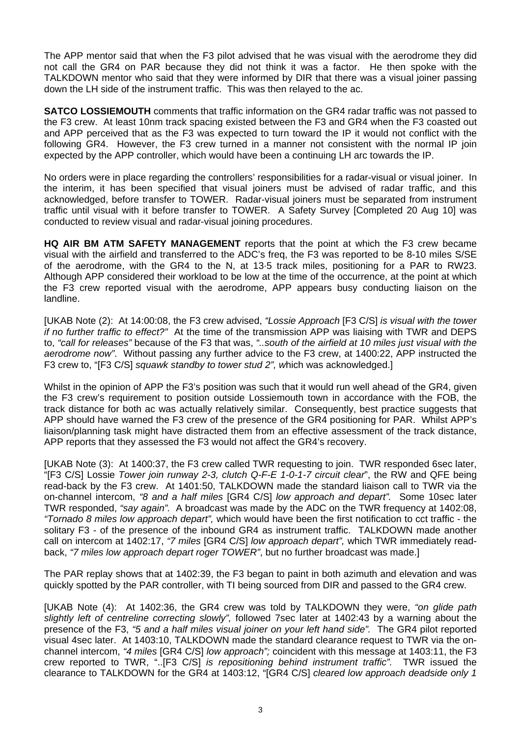The APP mentor said that when the F3 pilot advised that he was visual with the aerodrome they did not call the GR4 on PAR because they did not think it was a factor. He then spoke with the TALKDOWN mentor who said that they were informed by DIR that there was a visual joiner passing down the LH side of the instrument traffic. This was then relayed to the ac.

**SATCO LOSSIEMOUTH** comments that traffic information on the GR4 radar traffic was not passed to the F3 crew. At least 10nm track spacing existed between the F3 and GR4 when the F3 coasted out and APP perceived that as the F3 was expected to turn toward the IP it would not conflict with the following GR4. However, the F3 crew turned in a manner not consistent with the normal IP join expected by the APP controller, which would have been a continuing LH arc towards the IP.

No orders were in place regarding the controllers' responsibilities for a radar-visual or visual joiner. In the interim, it has been specified that visual joiners must be advised of radar traffic, and this acknowledged, before transfer to TOWER. Radar-visual joiners must be separated from instrument traffic until visual with it before transfer to TOWER. A Safety Survey [Completed 20 Aug 10] was conducted to review visual and radar-visual joining procedures.

**HQ AIR BM ATM SAFETY MANAGEMENT** reports that the point at which the F3 crew became visual with the airfield and transferred to the ADC's freq, the F3 was reported to be 8-10 miles S/SE of the aerodrome, with the GR4 to the N, at 13·5 track miles, positioning for a PAR to RW23. Although APP considered their workload to be low at the time of the occurrence, at the point at which the F3 crew reported visual with the aerodrome, APP appears busy conducting liaison on the landline.

[UKAB Note (2): At 14:00:08, the F3 crew advised, *"Lossie Approach* [F3 C/S] *is visual with the tower if no further traffic to effect?"* At the time of the transmission APP was liaising with TWR and DEPS to, *"call for releases"* because of the F3 that was, *"..south of the airfield at 10 miles just visual with the aerodrome now"*. Without passing any further advice to the F3 crew, at 1400:22, APP instructed the F3 crew to, "[F3 C/S] *squawk standby to tower stud 2", w*hich was acknowledged.]

Whilst in the opinion of APP the F3's position was such that it would run well ahead of the GR4, given the F3 crew's requirement to position outside Lossiemouth town in accordance with the FOB, the track distance for both ac was actually relatively similar. Consequently, best practice suggests that APP should have warned the F3 crew of the presence of the GR4 positioning for PAR. Whilst APP's liaison/planning task might have distracted them from an effective assessment of the track distance, APP reports that they assessed the F3 would not affect the GR4's recovery.

[UKAB Note (3): At 1400:37, the F3 crew called TWR requesting to join. TWR responded 6sec later, "[F3 C/S] Lossie *Tower join runway 2-3, clutch Q-F-E 1-0-1-7 circuit clear*", the RW and QFE being read-back by the F3 crew. At 1401:50, TALKDOWN made the standard liaison call to TWR via the on-channel intercom, *"8 and a half miles* [GR4 C/S] *low approach and depart".* Some 10sec later TWR responded, *"say again"*. A broadcast was made by the ADC on the TWR frequency at 1402:08, *"Tornado 8 miles low approach depart",* which would have been the first notification to cct traffic - the solitary F3 - of the presence of the inbound GR4 as instrument traffic. TALKDOWN made another call on intercom at 1402:17, *"7 miles* [GR4 C/S] *low approach depart",* which TWR immediately read-back, *"7 miles low approach depart roger TOWER"*, but no further broadcast was made.]

The PAR replay shows that at 1402:39, the F3 began to paint in both azimuth and elevation and was quickly spotted by the PAR controller, with TI being sourced from DIR and passed to the GR4 crew.

[UKAB Note (4): At 1402:36, the GR4 crew was told by TALKDOWN they were, *"on glide path slightly left of centreline correcting slowly",* followed 7sec later at 1402:43 by a warning about the presence of the F3, *"5 and a half miles visual joiner on your left hand side".* The GR4 pilot reported visual 4sec later. At 1403:10, TALKDOWN made the standard clearance request to TWR via the on-channel intercom, *"4 miles* [GR4 C/S] *low approach";* coincident with this message at 1403:11, the F3 crew reported to TWR, "..[F3 C/S] *is repositioning behind instrument traffic".* TWR issued the clearance to TALKDOWN for the GR4 at 1403:12, "[GR4 C/S] *cleared low approach deadside only 1*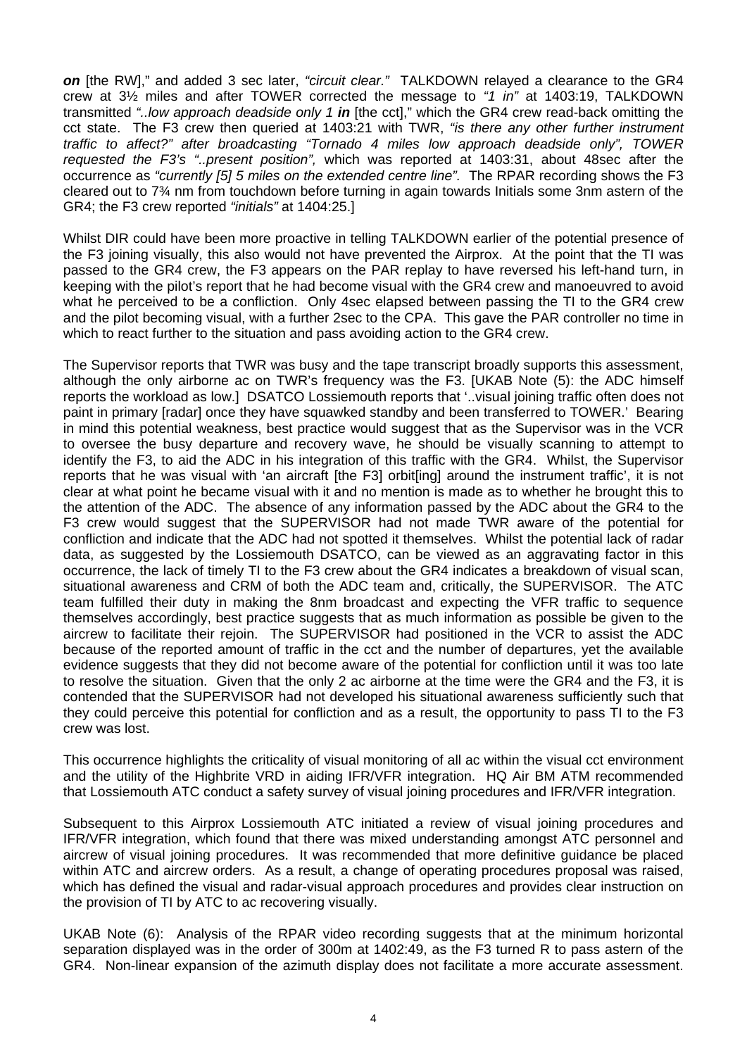***on*** [the RW]," and added 3 sec later, *"circuit clear."* TALKDOWN relayed a clearance to the GR4 crew at 3½ miles and after TOWER corrected the message to *"1 in"* at 1403:19, TALKDOWN transmitted *"..low approach deadside only 1* ***in*** [the cct]," which the GR4 crew read-back omitting the cct state. The F3 crew then queried at 1403:21 with TWR, *"is there any other further instrument traffic to affect?" after broadcasting "Tornado 4 miles low approach deadside only", TOWER requested the F3's "..present position",* which was reported at 1403:31, about 48sec after the occurrence as *"currently [5] 5 miles on the extended centre line".* The RPAR recording shows the F3 cleared out to 7¾ nm from touchdown before turning in again towards Initials some 3nm astern of the GR4; the F3 crew reported *"initials"* at 1404:25.]

Whilst DIR could have been more proactive in telling TALKDOWN earlier of the potential presence of the F3 joining visually, this also would not have prevented the Airprox. At the point that the TI was passed to the GR4 crew, the F3 appears on the PAR replay to have reversed his left-hand turn, in keeping with the pilot's report that he had become visual with the GR4 crew and manoeuvred to avoid what he perceived to be a confliction. Only 4sec elapsed between passing the TI to the GR4 crew and the pilot becoming visual, with a further 2sec to the CPA. This gave the PAR controller no time in which to react further to the situation and pass avoiding action to the GR4 crew.

The Supervisor reports that TWR was busy and the tape transcript broadly supports this assessment, although the only airborne ac on TWR's frequency was the F3. [UKAB Note (5): the ADC himself reports the workload as low.] DSATCO Lossiemouth reports that '..visual joining traffic often does not paint in primary [radar] once they have squawked standby and been transferred to TOWER.' Bearing in mind this potential weakness, best practice would suggest that as the Supervisor was in the VCR to oversee the busy departure and recovery wave, he should be visually scanning to attempt to identify the F3, to aid the ADC in his integration of this traffic with the GR4. Whilst, the Supervisor reports that he was visual with 'an aircraft [the F3] orbit[ing] around the instrument traffic', it is not clear at what point he became visual with it and no mention is made as to whether he brought this to the attention of the ADC. The absence of any information passed by the ADC about the GR4 to the F3 crew would suggest that the SUPERVISOR had not made TWR aware of the potential for confliction and indicate that the ADC had not spotted it themselves. Whilst the potential lack of radar data, as suggested by the Lossiemouth DSATCO, can be viewed as an aggravating factor in this occurrence, the lack of timely TI to the F3 crew about the GR4 indicates a breakdown of visual scan, situational awareness and CRM of both the ADC team and, critically, the SUPERVISOR. The ATC team fulfilled their duty in making the 8nm broadcast and expecting the VFR traffic to sequence themselves accordingly, best practice suggests that as much information as possible be given to the aircrew to facilitate their rejoin. The SUPERVISOR had positioned in the VCR to assist the ADC because of the reported amount of traffic in the cct and the number of departures, yet the available evidence suggests that they did not become aware of the potential for confliction until it was too late to resolve the situation. Given that the only 2 ac airborne at the time were the GR4 and the F3, it is contended that the SUPERVISOR had not developed his situational awareness sufficiently such that they could perceive this potential for confliction and as a result, the opportunity to pass TI to the F3 crew was lost.

This occurrence highlights the criticality of visual monitoring of all ac within the visual cct environment and the utility of the Highbrite VRD in aiding IFR/VFR integration. HQ Air BM ATM recommended that Lossiemouth ATC conduct a safety survey of visual joining procedures and IFR/VFR integration.

Subsequent to this Airprox Lossiemouth ATC initiated a review of visual joining procedures and IFR/VFR integration, which found that there was mixed understanding amongst ATC personnel and aircrew of visual joining procedures. It was recommended that more definitive guidance be placed within ATC and aircrew orders. As a result, a change of operating procedures proposal was raised, which has defined the visual and radar-visual approach procedures and provides clear instruction on the provision of TI by ATC to ac recovering visually.

UKAB Note (6): Analysis of the RPAR video recording suggests that at the minimum horizontal separation displayed was in the order of 300m at 1402:49, as the F3 turned R to pass astern of the GR4. Non-linear expansion of the azimuth display does not facilitate a more accurate assessment.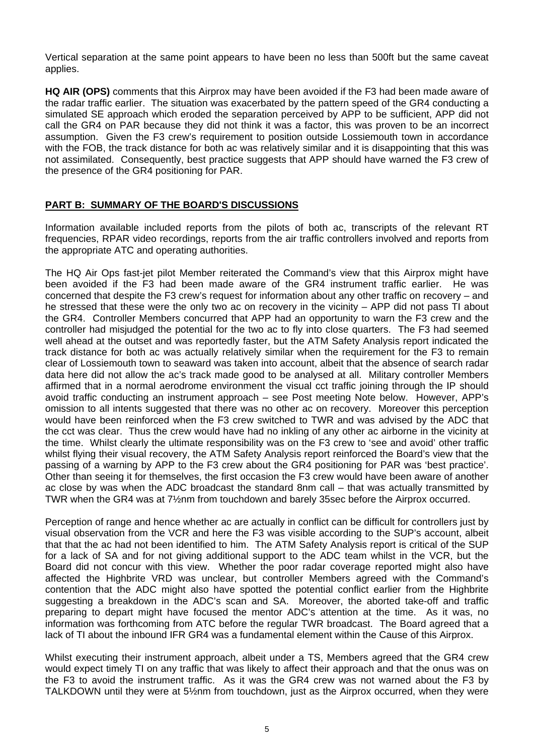Vertical separation at the same point appears to have been no less than 500ft but the same caveat applies.

**HQ AIR (OPS)** comments that this Airprox may have been avoided if the F3 had been made aware of the radar traffic earlier. The situation was exacerbated by the pattern speed of the GR4 conducting a simulated SE approach which eroded the separation perceived by APP to be sufficient, APP did not call the GR4 on PAR because they did not think it was a factor, this was proven to be an incorrect assumption. Given the F3 crew's requirement to position outside Lossiemouth town in accordance with the FOB, the track distance for both ac was relatively similar and it is disappointing that this was not assimilated. Consequently, best practice suggests that APP should have warned the F3 crew of the presence of the GR4 positioning for PAR.

## PART B: SUMMARY OF THE BOARD'S DISCUSSIONS

Information available included reports from the pilots of both ac, transcripts of the relevant RT frequencies, RPAR video recordings, reports from the air traffic controllers involved and reports from the appropriate ATC and operating authorities.

The HQ Air Ops fast-jet pilot Member reiterated the Command's view that this Airprox might have been avoided if the F3 had been made aware of the GR4 instrument traffic earlier. He was concerned that despite the F3 crew's request for information about any other traffic on recovery – and he stressed that these were the only two ac on recovery in the vicinity – APP did not pass TI about the GR4. Controller Members concurred that APP had an opportunity to warn the F3 crew and the controller had misjudged the potential for the two ac to fly into close quarters. The F3 had seemed well ahead at the outset and was reportedly faster, but the ATM Safety Analysis report indicated the track distance for both ac was actually relatively similar when the requirement for the F3 to remain clear of Lossiemouth town to seaward was taken into account, albeit that the absence of search radar data here did not allow the ac's track made good to be analysed at all. Military controller Members affirmed that in a normal aerodrome environment the visual cct traffic joining through the IP should avoid traffic conducting an instrument approach – see Post meeting Note below. However, APP's omission to all intents suggested that there was no other ac on recovery. Moreover this perception would have been reinforced when the F3 crew switched to TWR and was advised by the ADC that the cct was clear. Thus the crew would have had no inkling of any other ac airborne in the vicinity at the time. Whilst clearly the ultimate responsibility was on the F3 crew to 'see and avoid' other traffic whilst flying their visual recovery, the ATM Safety Analysis report reinforced the Board's view that the passing of a warning by APP to the F3 crew about the GR4 positioning for PAR was 'best practice'. Other than seeing it for themselves, the first occasion the F3 crew would have been aware of another ac close by was when the ADC broadcast the standard 8nm call – that was actually transmitted by TWR when the GR4 was at 7½nm from touchdown and barely 35sec before the Airprox occurred.

Perception of range and hence whether ac are actually in conflict can be difficult for controllers just by visual observation from the VCR and here the F3 was visible according to the SUP's account, albeit that that the ac had not been identified to him. The ATM Safety Analysis report is critical of the SUP for a lack of SA and for not giving additional support to the ADC team whilst in the VCR, but the Board did not concur with this view. Whether the poor radar coverage reported might also have affected the Highbrite VRD was unclear, but controller Members agreed with the Command's contention that the ADC might also have spotted the potential conflict earlier from the Highbrite suggesting a breakdown in the ADC's scan and SA. Moreover, the aborted take-off and traffic preparing to depart might have focused the mentor ADC's attention at the time. As it was, no information was forthcoming from ATC before the regular TWR broadcast. The Board agreed that a lack of TI about the inbound IFR GR4 was a fundamental element within the Cause of this Airprox.

Whilst executing their instrument approach, albeit under a TS, Members agreed that the GR4 crew would expect timely TI on any traffic that was likely to affect their approach and that the onus was on the F3 to avoid the instrument traffic. As it was the GR4 crew was not warned about the F3 by TALKDOWN until they were at 5½nm from touchdown, just as the Airprox occurred, when they were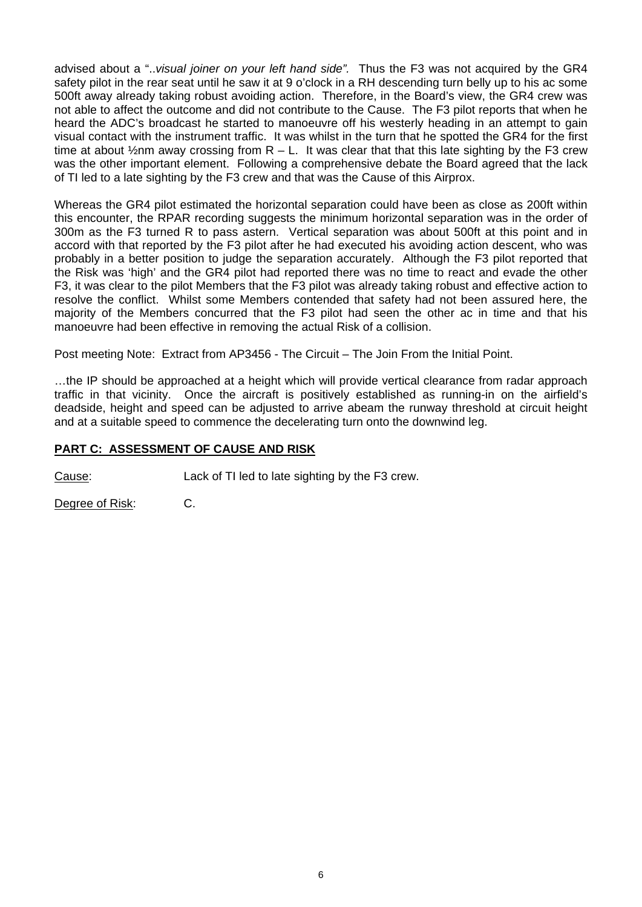advised about a "..*visual joiner on your left hand side".* Thus the F3 was not acquired by the GR4 safety pilot in the rear seat until he saw it at 9 o'clock in a RH descending turn belly up to his ac some 500ft away already taking robust avoiding action. Therefore, in the Board's view, the GR4 crew was not able to affect the outcome and did not contribute to the Cause. The F3 pilot reports that when he heard the ADC's broadcast he started to manoeuvre off his westerly heading in an attempt to gain visual contact with the instrument traffic. It was whilst in the turn that he spotted the GR4 for the first time at about ½nm away crossing from R – L. It was clear that that this late sighting by the F3 crew was the other important element. Following a comprehensive debate the Board agreed that the lack of TI led to a late sighting by the F3 crew and that was the Cause of this Airprox.

Whereas the GR4 pilot estimated the horizontal separation could have been as close as 200ft within this encounter, the RPAR recording suggests the minimum horizontal separation was in the order of 300m as the F3 turned R to pass astern. Vertical separation was about 500ft at this point and in accord with that reported by the F3 pilot after he had executed his avoiding action descent, who was probably in a better position to judge the separation accurately. Although the F3 pilot reported that the Risk was 'high' and the GR4 pilot had reported there was no time to react and evade the other F3, it was clear to the pilot Members that the F3 pilot was already taking robust and effective action to resolve the conflict. Whilst some Members contended that safety had not been assured here, the majority of the Members concurred that the F3 pilot had seen the other ac in time and that his manoeuvre had been effective in removing the actual Risk of a collision.

Post meeting Note: Extract from AP3456 - The Circuit – The Join From the Initial Point.

…the IP should be approached at a height which will provide vertical clearance from radar approach traffic in that vicinity. Once the aircraft is positively established as running-in on the airfield's deadside, height and speed can be adjusted to arrive abeam the runway threshold at circuit height and at a suitable speed to commence the decelerating turn onto the downwind leg.

## PART C: ASSESSMENT OF CAUSE AND RISK

Cause: Lack of TI led to late sighting by the F3 crew.

Degree of Risk: C.